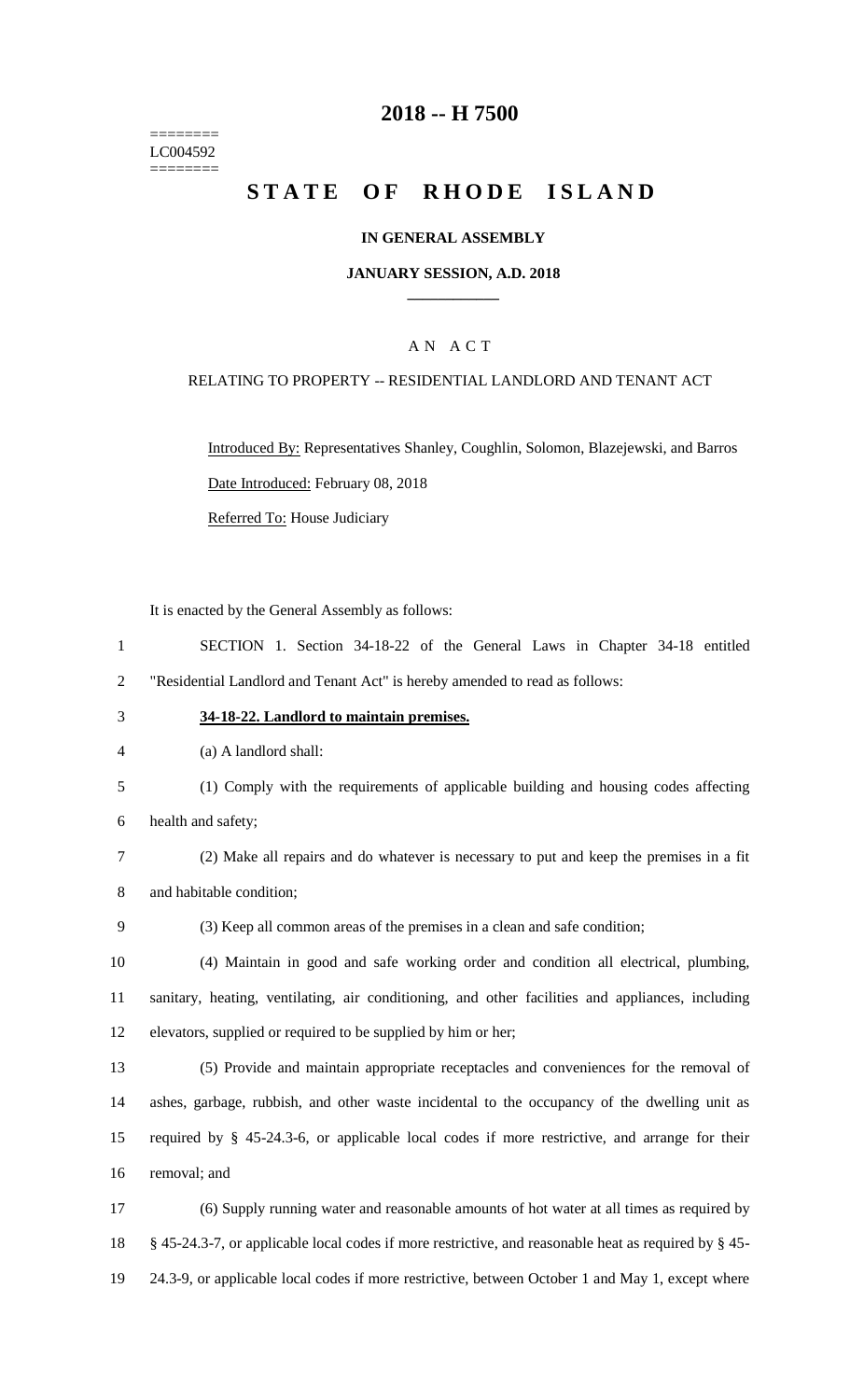========
LC004592
========

# 2018 -- H 7500

# STATE OF RHODE ISLAND

**IN GENERAL ASSEMBLY**

**JANUARY SESSION, A.D. 2018**

AN ACT

RELATING TO PROPERTY -- RESIDENTIAL LANDLORD AND TENANT ACT

Introduced By: Representatives Shanley, Coughlin, Solomon, Blazejewski, and Barros

Date Introduced: February 08, 2018

Referred To: House Judiciary

It is enacted by the General Assembly as follows:

SECTION 1. Section 34-18-22 of the General Laws in Chapter 34-18 entitled "Residential Landlord and Tenant Act" is hereby amended to read as follows:

**34-18-22. Landlord to maintain premises.**

(a) A landlord shall:

(1) Comply with the requirements of applicable building and housing codes affecting health and safety;

(2) Make all repairs and do whatever is necessary to put and keep the premises in a fit and habitable condition;

(3) Keep all common areas of the premises in a clean and safe condition;

(4) Maintain in good and safe working order and condition all electrical, plumbing, sanitary, heating, ventilating, air conditioning, and other facilities and appliances, including elevators, supplied or required to be supplied by him or her;

(5) Provide and maintain appropriate receptacles and conveniences for the removal of ashes, garbage, rubbish, and other waste incidental to the occupancy of the dwelling unit as required by § 45-24.3-6, or applicable local codes if more restrictive, and arrange for their removal; and

(6) Supply running water and reasonable amounts of hot water at all times as required by § 45-24.3-7, or applicable local codes if more restrictive, and reasonable heat as required by § 45-24.3-9, or applicable local codes if more restrictive, between October 1 and May 1, except where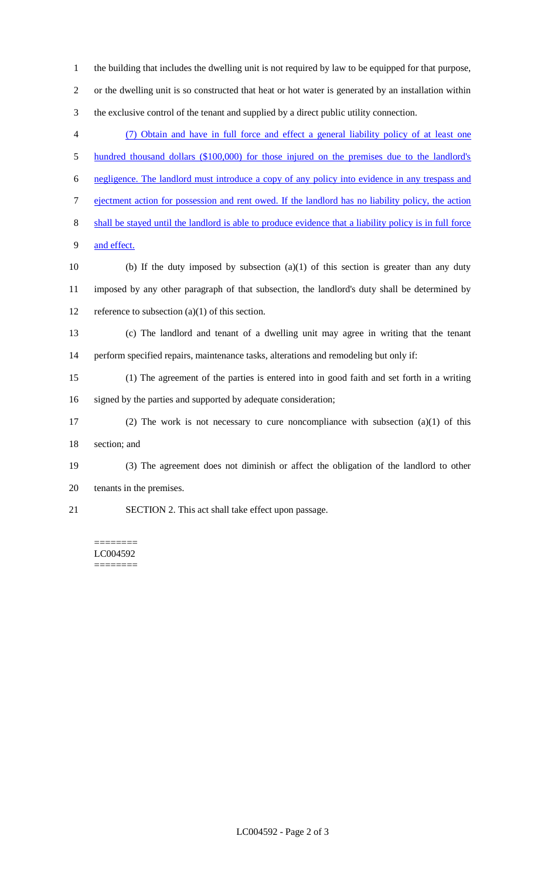the building that includes the dwelling unit is not required by law to be equipped for that purpose, or the dwelling unit is so constructed that heat or hot water is generated by an installation within the exclusive control of the tenant and supplied by a direct public utility connection.

(7) Obtain and have in full force and effect a general liability policy of at least one hundred thousand dollars ($100,000) for those injured on the premises due to the landlord's negligence. The landlord must introduce a copy of any policy into evidence in any trespass and ejectment action for possession and rent owed. If the landlord has no liability policy, the action shall be stayed until the landlord is able to produce evidence that a liability policy is in full force and effect.

(b) If the duty imposed by subsection (a)(1) of this section is greater than any duty imposed by any other paragraph of that subsection, the landlord's duty shall be determined by reference to subsection (a)(1) of this section.

(c) The landlord and tenant of a dwelling unit may agree in writing that the tenant perform specified repairs, maintenance tasks, alterations and remodeling but only if:

(1) The agreement of the parties is entered into in good faith and set forth in a writing signed by the parties and supported by adequate consideration;

(2) The work is not necessary to cure noncompliance with subsection (a)(1) of this section; and

(3) The agreement does not diminish or affect the obligation of the landlord to other tenants in the premises.

SECTION 2. This act shall take effect upon passage.

========
LC004592
========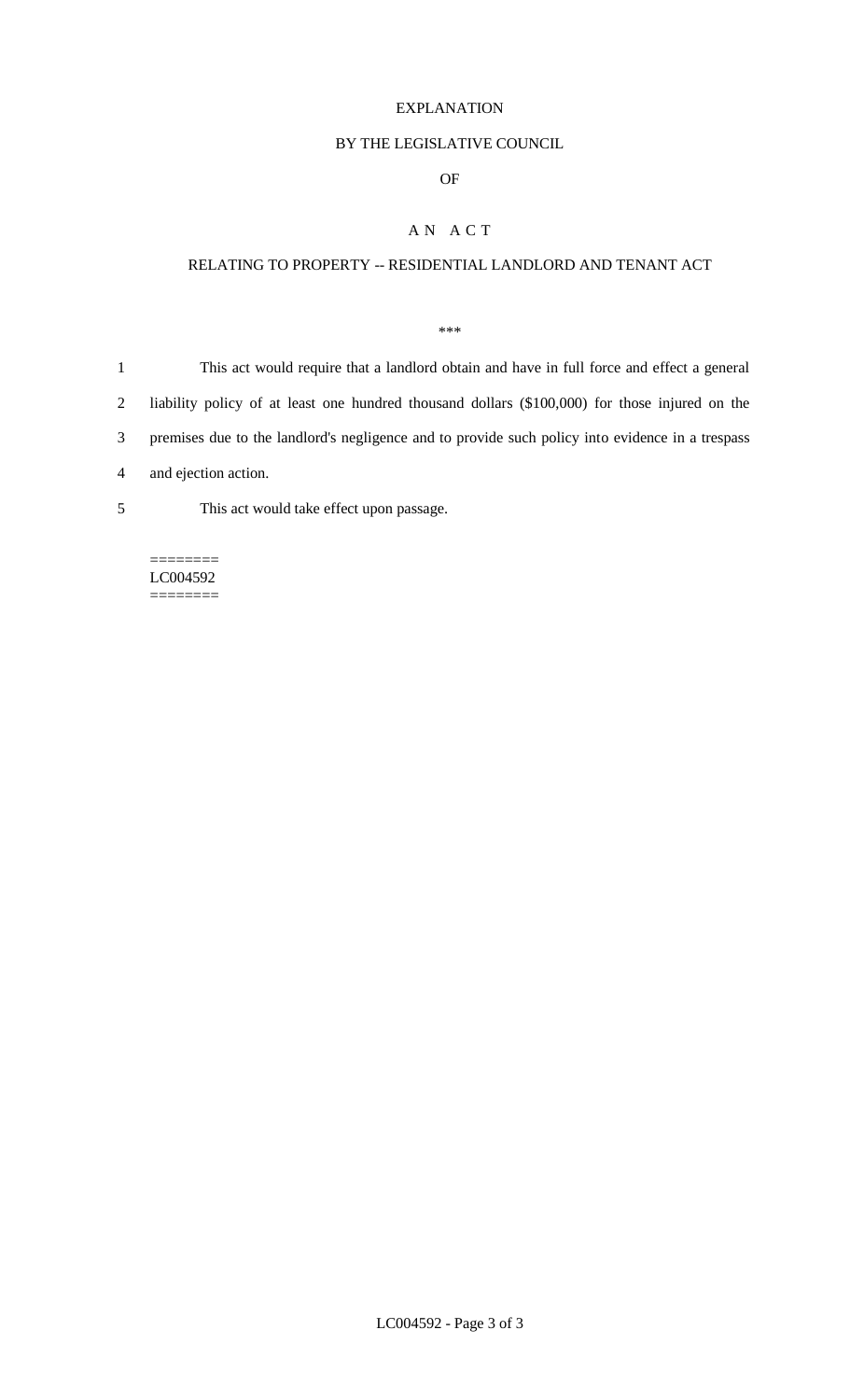EXPLANATION

BY THE LEGISLATIVE COUNCIL

OF

A N A C T

RELATING TO PROPERTY -- RESIDENTIAL LANDLORD AND TENANT ACT

\*\*\*

This act would require that a landlord obtain and have in full force and effect a general liability policy of at least one hundred thousand dollars ($100,000) for those injured on the premises due to the landlord's negligence and to provide such policy into evidence in a trespass and ejection action.

This act would take effect upon passage.

========
LC004592
========